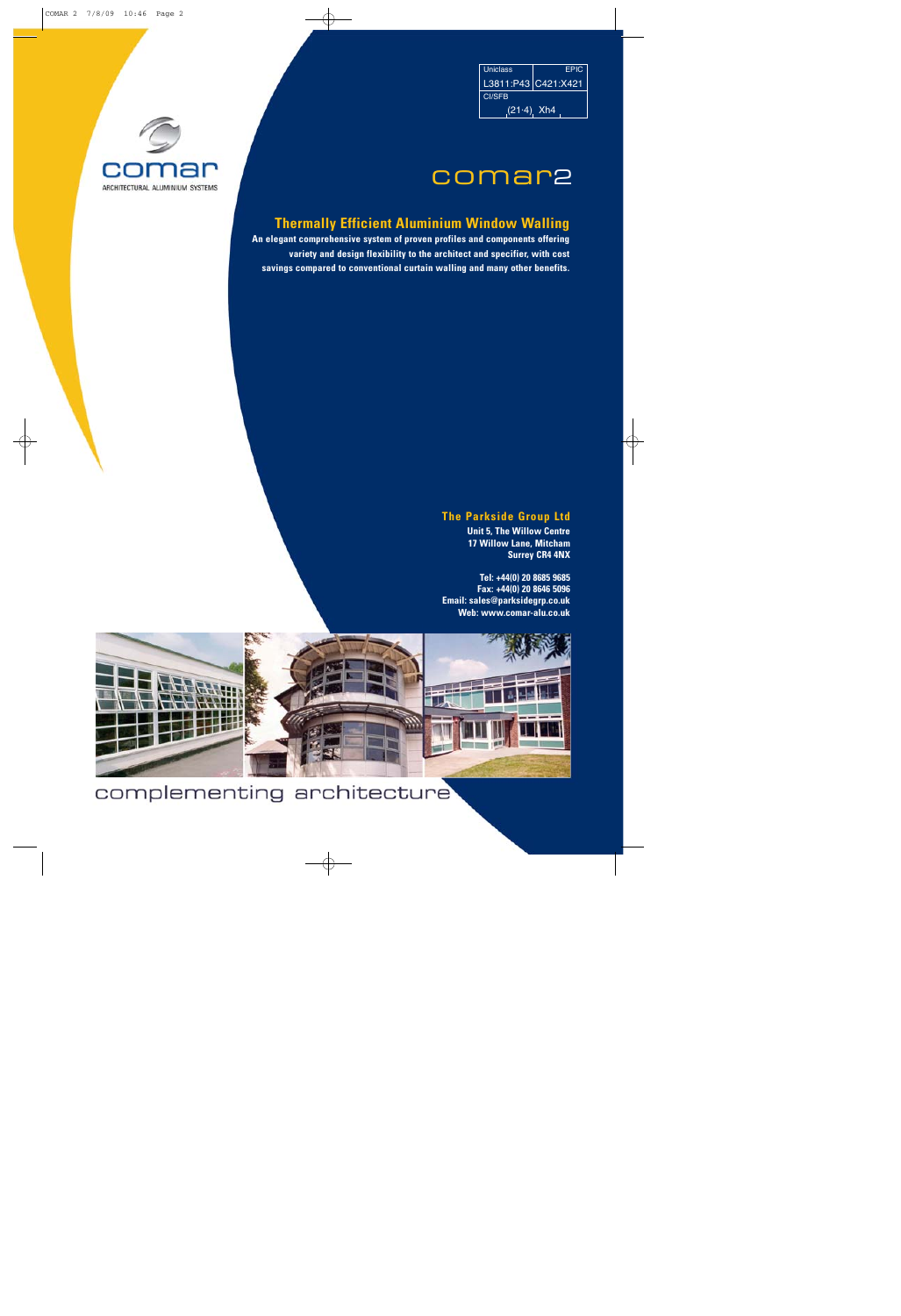| Uniclass | EPIC |
|---|---|
| L3811:P43 | C421:X421 |
| CI/SFB | |
| (21·4) Xh4 | |

comar

ARCHITECTURAL ALUMINIUM SYSTEMS

# comar2

## Thermally Efficient Aluminium Window Walling

**An elegant comprehensive system of proven profiles and components offering variety and design flexibility to the architect and specifier, with cost savings compared to conventional curtain walling and many other benefits.**

### The Parkside Group Ltd

**Unit 5, The Willow Centre**
**17 Willow Lane, Mitcham**
**Surrey CR4 4NX**

**Tel: +44(0) 20 8685 9685**
**Fax: +44(0) 20 8646 5096**
**Email: sales@parksidegrp.co.uk**
**Web: www.comar-alu.co.uk**

complementing architecture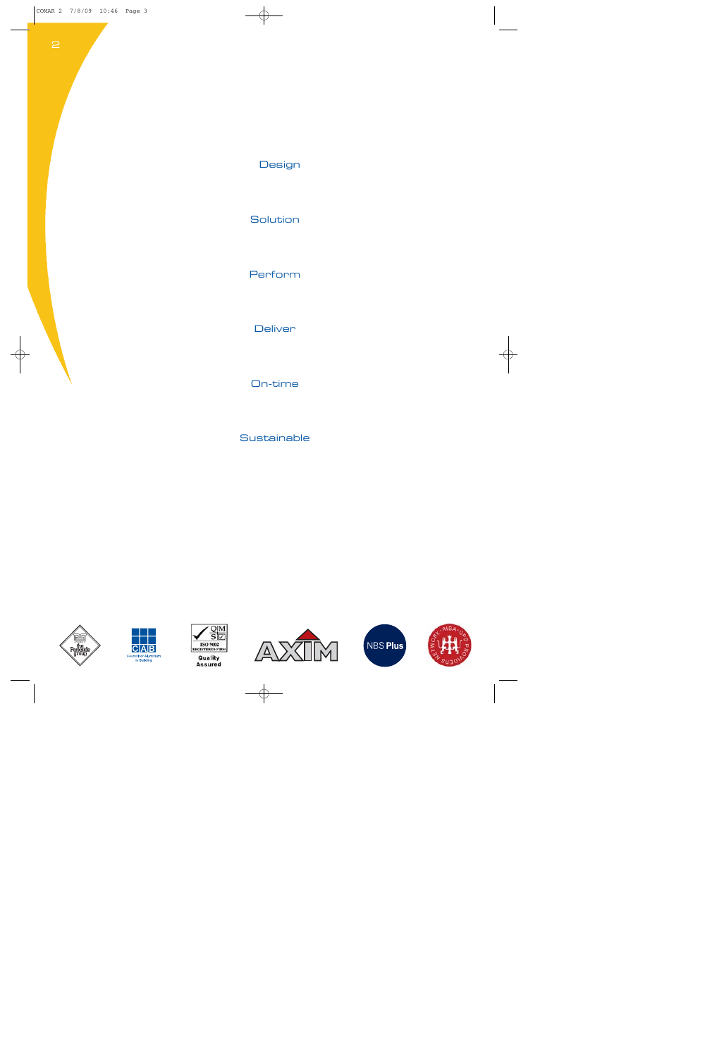Design

Solution

Perform

Deliver

On-time

Sustainable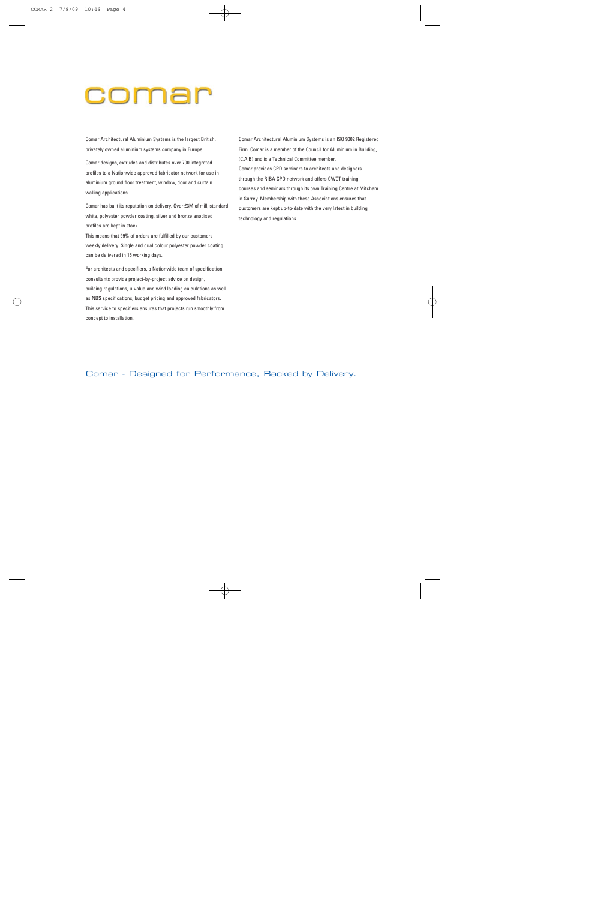# comar

Comar Architectural Aluminium Systems is the largest British, privately owned aluminium systems company in Europe.

Comar designs, extrudes and distributes over 700 integrated profiles to a Nationwide approved fabricator network for use in aluminium ground floor treatment, window, door and curtain walling applications.

Comar has built its reputation on delivery. Over £3M of mill, standard white, polyester powder coating, silver and bronze anodised profiles are kept in stock.

This means that 99% of orders are fulfilled by our customers weekly delivery. Single and dual colour polyester powder coating can be delivered in 15 working days.

For architects and specifiers, a Nationwide team of specification consultants provide project-by-project advice on design, building regulations, u-value and wind loading calculations as well as NBS specifications, budget pricing and approved fabricators. This service to specifiers ensures that projects run smoothly from concept to installation.

Comar Architectural Aluminium Systems is an ISO 9002 Registered Firm. Comar is a member of the Council for Aluminium in Building, (C.A.B) and is a Technical Committee member.

Comar provides CPD seminars to architects and designers through the RIBA CPD network and offers CWCT training courses and seminars through its own Training Centre at Mitcham in Surrey. Membership with these Associations ensures that customers are kept up-to-date with the very latest in building technology and regulations.

Comar - Designed for Performance, Backed by Delivery.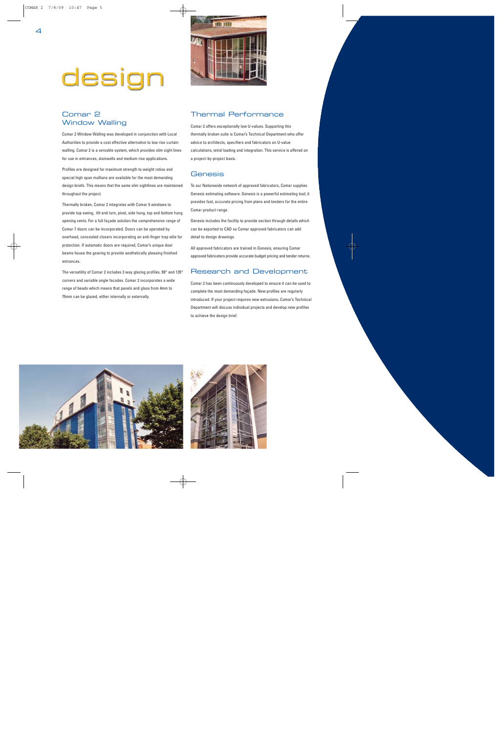# design

## Comar 2 Window Walling

Comar 2 Window Walling was developed in conjunction with Local Authorities to provide a cost effective alternative to low rise curtain walling. Comar 2 is a versatile system, which provides slim sight lines for use in entrances, stairwells and medium rise applications.

Profiles are designed for maximum strength to weight ratios and special high span mullions are available for the most demanding design briefs. This means that the same slim sightlines are maintained throughout the project.

Thermally broken, Comar 2 integrates with Comar 5 windows to provide top-swing, tilt and turn, pivot, side hung, top and bottom hung opening vents. For a full façade solution the comprehensive range of Comar 7 doors can be incorporated. Doors can be operated by overhead, concealed closers incorporating an anti-finger trap stile for protection. If automatic doors are required, Comar's unique door beams house the gearing to provide aesthetically pleasing finished entrances.

The versatility of Comar 2 includes 3 way glazing profiles, 90° and 135° corners and variable angle facades. Comar 2 incorporates a wide range of beads which means that panels and glass from 4mm to 75mm can be glazed, either internally or externally.

## Thermal Performance

Comar 2 offers exceptionally low U-values. Supporting this thermally broken suite is Comar's Technical Department who offer advice to architects, specifiers and fabricators on U-value calculations, wind loading and integration. This service is offered on a project-by-project basis.

## Genesis

To our Nationwide network of approved fabricators, Comar supplies Genesis estimating software. Genesis is a powerful estimating tool; it provides fast, accurate pricing from plans and tenders for the entire Comar product range.

Genesis includes the facility to provide section through details which can be exported to CAD so Comar approved fabricators can add detail to design drawings.

All approved fabricators are trained in Genesis, ensuring Comar approved fabricators provide accurate budget pricing and tender returns.

## Research and Development

Comar 2 has been continuously developed to ensure it can be used to complete the most demanding façade. New profiles are regularly introduced. If your project requires new extrusions, Comar's Technical Department will discuss individual projects and develop new profiles to achieve the design brief.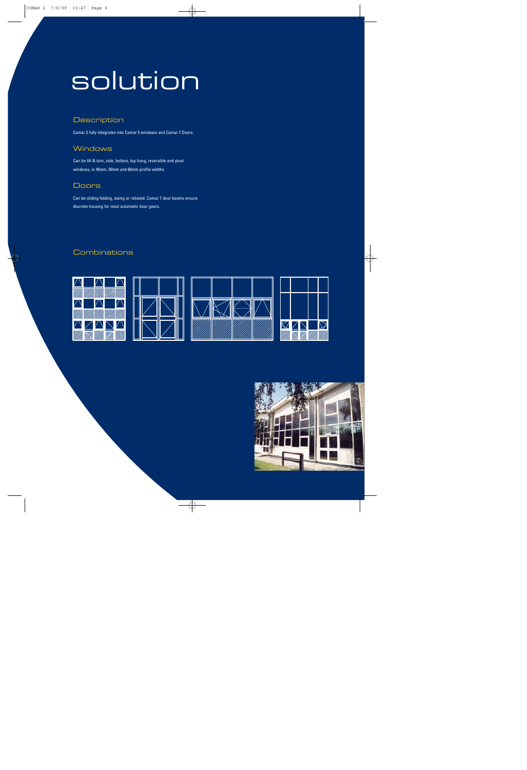# solution

## Description

Comar 2 fully integrates into Comar 5 windows and Comar 7 Doors.

## Windows

Can be tilt & turn, side, bottom, top hung, reversible and pivot windows, in 45mm, 50mm and 60mm profile widths.

## Doors

Can be sliding folding, swing or rebated. Comar 7 door beams ensure discrete housing for most automatic door gears.

## Combinations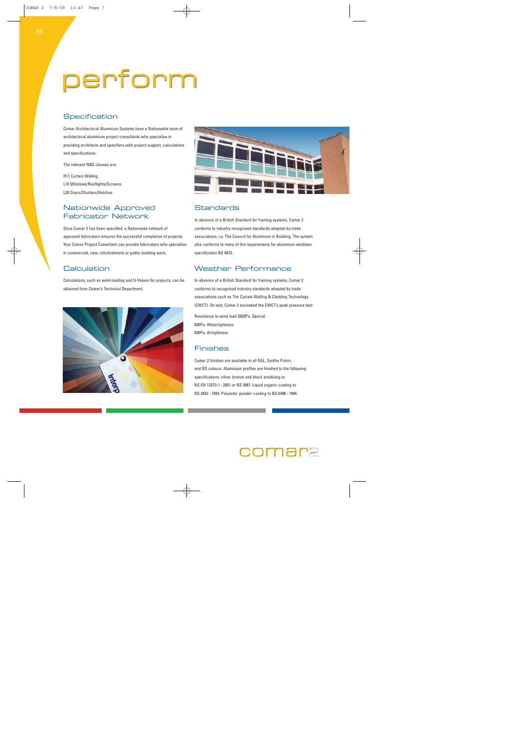# perform

## Specification

Comar Architectural Aluminium Systems have a Nationwide team of architectural aluminium project consultants who specialise in providing architects and specifiers with project support, calculations and specifications.

The relevant NBS clauses are:

H11 Curtain Walling
L10 Windows/Rooflights/Screens
L20 Doors/Shutters/Hatches

## Nationwide Approved Fabricator Network

Once Comar 2 has been specified, a Nationwide network of approved fabricators ensures the successful completion of projects. Your Comar Project Consultant can provide fabricators who specialise in commercial, new, refurbishment or public building work.

## Calculation

Calculations, such as wind-loading and U-Values for projects, can be obtained from Comar's Technical Department.

## Standards

In absence of a British Standard for framing systems, Comar 2 conforms to industry recognised standards adopted by trade associations, i.e. The Council for Aluminium in Building. The system also conforms to many of the requirements for aluminium windows specification BS 4873.

## Weather Performance

In absence of a British Standard for framing systems, Comar 2 conforms to recognised industry standards adopted by trade associations such as The Curtain Walling & Cladding Technology (CWCT). On test, Comar 2 exceeded the CWCT's peak pressure test:

Resistance to wind load 2000Pa. Special.
600Pa. Watertightness
600Pa. Airtightness

## Finishes

Comar 2 finishes are available in all RAL, Syntha Pulvin, and BS colours. Aluminium profiles are finished to the following specifications: silver, bronze and black anodising to BS EN 12373-1 : 2001 or BS 3987. Liquid organic coating to BS 4842 : 1984. Polyester powder coating to BS 6496 : 1984.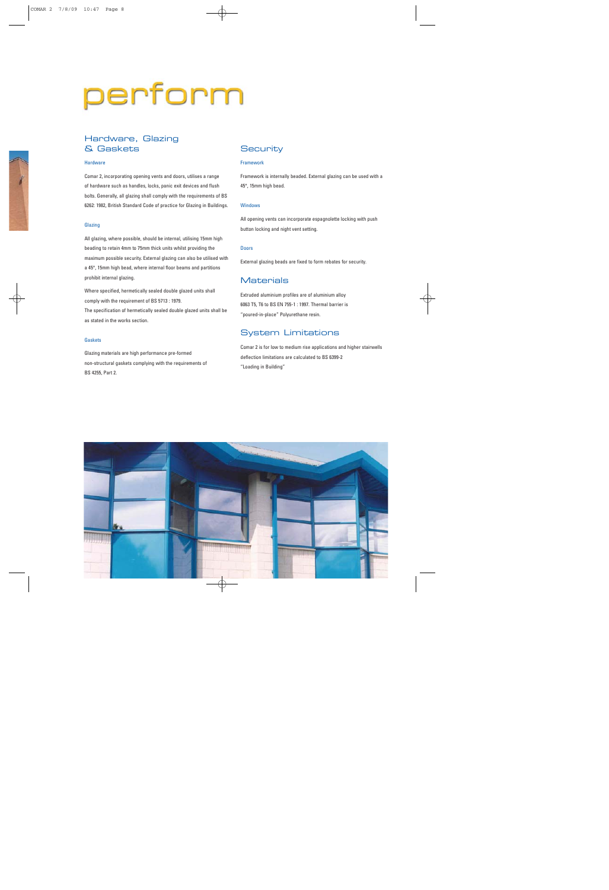# perform

## Hardware, Glazing & Gaskets

### Hardware

Comar 2, incorporating opening vents and doors, utilises a range of hardware such as handles, locks, panic exit devices and flush bolts. Generally, all glazing shall comply with the requirements of BS 6262: 1982, British Standard Code of practice for Glazing in Buildings.

### Glazing

All glazing, where possible, should be internal, utilising 15mm high beading to retain 4mm to 75mm thick units whilst providing the maximum possible security. External glazing can also be utilised with a 45°, 15mm high bead, where internal floor beams and partitions prohibit internal glazing.

Where specified, hermetically sealed double glazed units shall comply with the requirement of BS 5713 : 1979.
The specification of hermetically sealed double glazed units shall be as stated in the works section.

### Gaskets

Glazing materials are high performance pre-formed non-structural gaskets complying with the requirements of BS 4255, Part 2.

## Security

### Framework

Framework is internally beaded. External glazing can be used with a 45°, 15mm high bead.

### Windows

All opening vents can incorporate espagnolette locking with push button locking and night vent setting.

### Doors

External glazing beads are fixed to form rebates for security.

## Materials

Extruded aluminium profiles are of aluminium alloy 6063 T5, T6 to BS EN 755-1 : 1997. Thermal barrier is "poured-in-place" Polyurethane resin.

## System Limitations

Comar 2 is for low to medium rise applications and higher stairwells deflection limitations are calculated to BS 6399-2 "Loading in Building"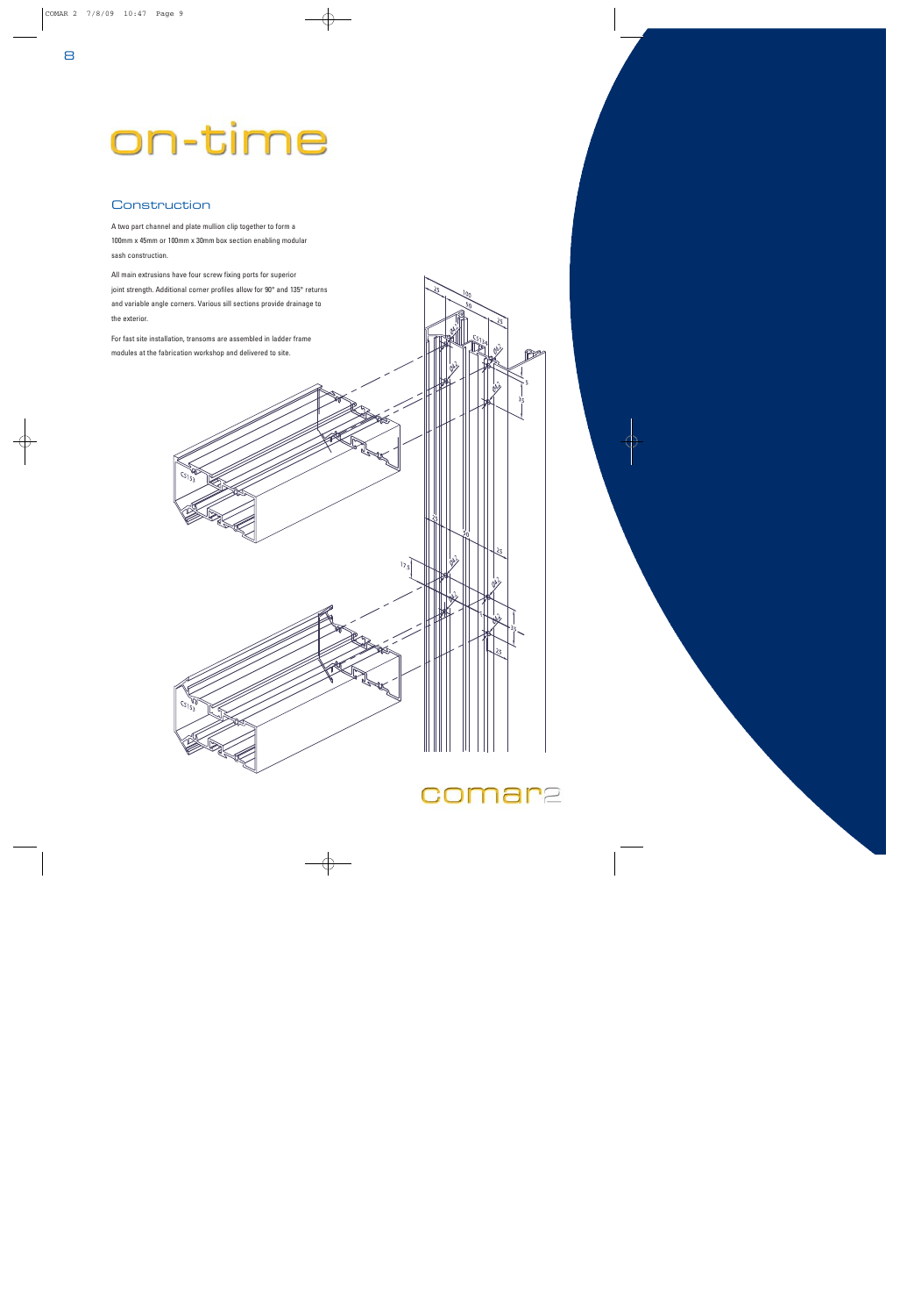# on-time

## Construction

A two part channel and plate mullion clip together to form a 100mm x 45mm or 100mm x 30mm box section enabling modular sash construction.

All main extrusions have four screw fixing ports for superior joint strength. Additional corner profiles allow for 90° and 135° returns and variable angle corners. Various sill sections provide drainage to the exterior.

For fast site installation, transoms are assembled in ladder frame modules at the fabrication workshop and delivered to site.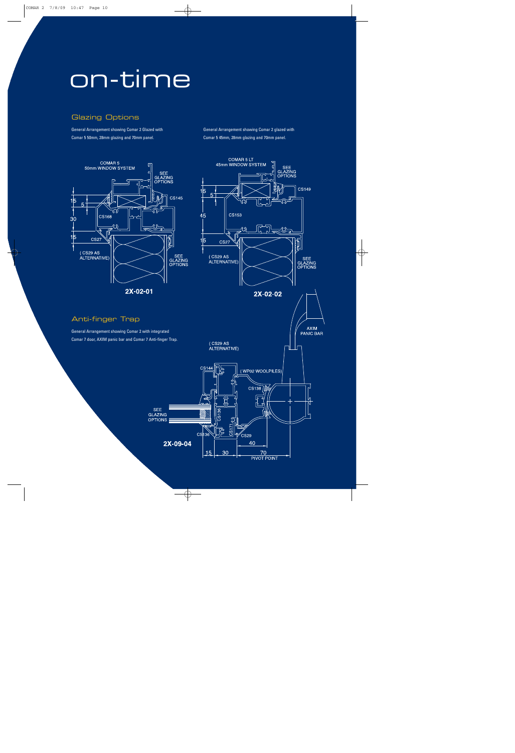# on-time

## Glazing Options

General Arrangement showing Comar 2 Glazed with Comar 5 50mm, 28mm glazing and 70mm panel.

General Arrangement showing Comar 2 glazed with Comar 5 45mm, 28mm glazing and 70mm panel.

COMAR 5 50mm WINDOW SYSTEM

SEE GLAZING OPTIONS

CS145

15

5

30

CS168

15

CS27

( CS29 AS ALTERNATIVE)

SEE GLAZING OPTIONS

**2X-02-01**

COMAR 5 LT 45mm WINDOW SYSTEM

SEE GLAZING OPTIONS

CS149

15

5

45

CS153

15

CS27

( CS29 AS ALTERNATIVE)

SEE GLAZING OPTIONS

**2X-02-02**

## Anti-finger Trap

General Arrangement showing Comar 2 with integrated Comar 7 door, AXIM panic bar and Comar 7 Anti-finger Trap.

AXIM PANIC BAR

( CS29 AS ALTERNATIVE)

CS144

( WP02 WOOLPILES)

CS138

SEE GLAZING OPTIONS

CS136

CS171

CS136

CS29

40

**2X-09-04**

15 | 30 | 70 PIVOT POINT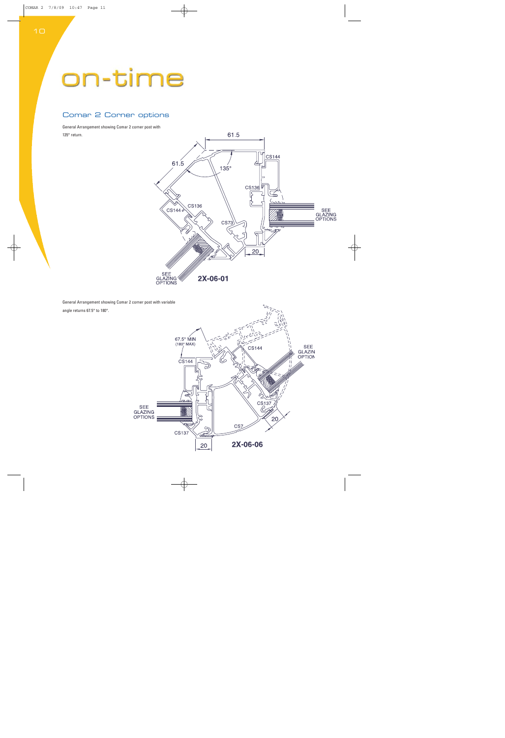# on-time

## Comar 2 Corner options

General Arrangement showing Comar 2 corner post with 135° return.

61.5

61.5

135°

CS144

CS136

CS136

CS144

CS73

SEE GLAZING OPTIONS

20

SEE GLAZING OPTIONS

2X-06-01

General Arrangement showing Comar 2 corner post with variable angle returns 67.5° to 180°.

67.5° MIN (180° MAX)

CS144

CS144

SEE GLAZIN OPTION

SEE GLAZING OPTIONS

CS137

20

CS7

CS137

20

2X-06-06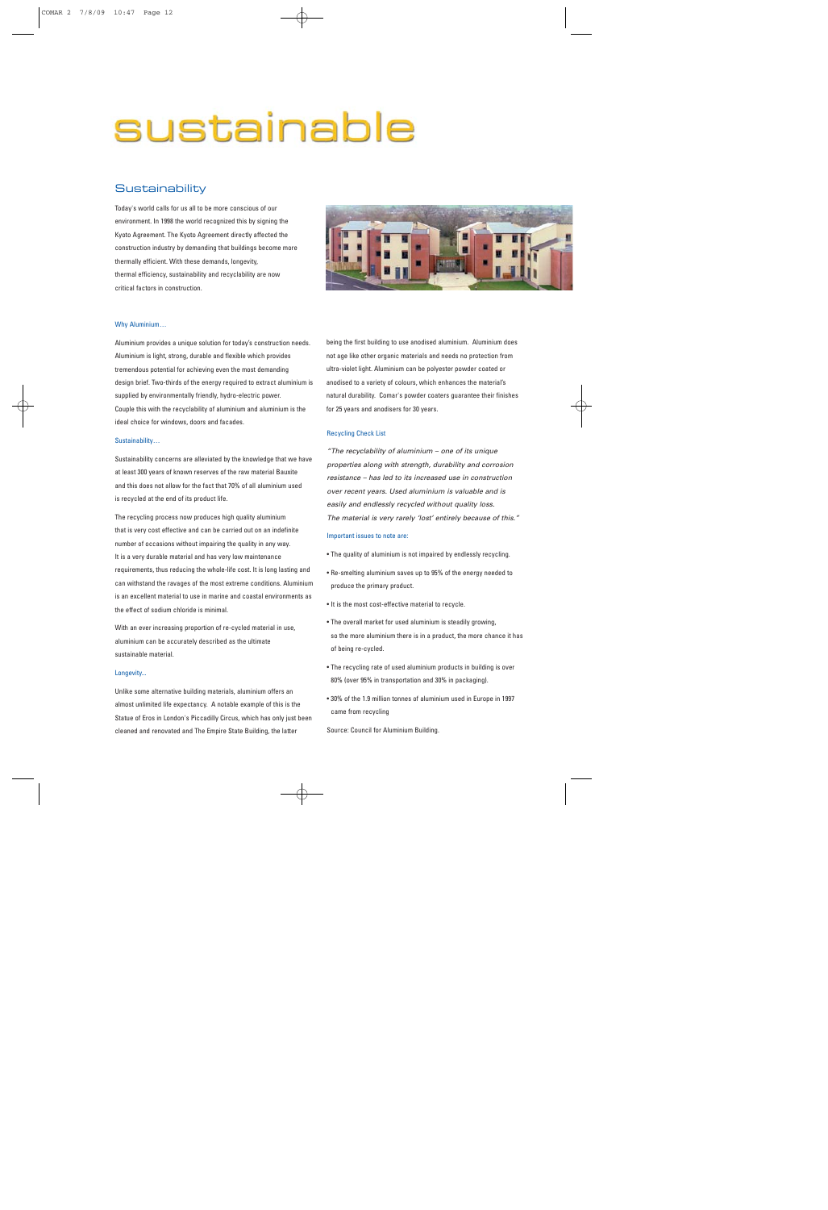# sustainable

## Sustainability

Today's world calls for us all to be more conscious of our environment. In 1998 the world recognized this by signing the Kyoto Agreement. The Kyoto Agreement directly affected the construction industry by demanding that buildings become more thermally efficient. With these demands, longevity, thermal efficiency, sustainability and recyclability are now critical factors in construction.

### Why Aluminium…

Aluminium provides a unique solution for today's construction needs. Aluminium is light, strong, durable and flexible which provides tremendous potential for achieving even the most demanding design brief. Two-thirds of the energy required to extract aluminium is supplied by environmentally friendly, hydro-electric power. Couple this with the recyclability of aluminium and aluminium is the ideal choice for windows, doors and facades.

### Sustainability…

Sustainability concerns are alleviated by the knowledge that we have at least 300 years of known reserves of the raw material Bauxite and this does not allow for the fact that 70% of all aluminium used is recycled at the end of its product life.

The recycling process now produces high quality aluminium that is very cost effective and can be carried out on an indefinite number of occasions without impairing the quality in any way. It is a very durable material and has very low maintenance requirements, thus reducing the whole-life cost. It is long lasting and can withstand the ravages of the most extreme conditions. Aluminium is an excellent material to use in marine and coastal environments as the effect of sodium chloride is minimal.

With an ever increasing proportion of re-cycled material in use, aluminium can be accurately described as the ultimate sustainable material.

### Longevity…

Unlike some alternative building materials, aluminium offers an almost unlimited life expectancy. A notable example of this is the Statue of Eros in London's Piccadilly Circus, which has only just been cleaned and renovated and The Empire State Building, the latter being the first building to use anodised aluminium. Aluminium does not age like other organic materials and needs no protection from ultra-violet light. Aluminium can be polyester powder coated or anodised to a variety of colours, which enhances the material's natural durability. Comar's powder coaters guarantee their finishes for 25 years and anodisers for 30 years.

### Recycling Check List

*"The recyclability of aluminium – one of its unique properties along with strength, durability and corrosion resistance – has led to its increased use in construction over recent years. Used aluminium is valuable and is easily and endlessly recycled without quality loss. The material is very rarely 'lost' entirely because of this."*

Important issues to note are:

- The quality of aluminium is not impaired by endlessly recycling.
- Re-smelting aluminium saves up to 95% of the energy needed to produce the primary product.
- It is the most cost-effective material to recycle.
- The overall market for used aluminium is steadily growing, so the more aluminium there is in a product, the more chance it has of being re-cycled.
- The recycling rate of used aluminium products in building is over 80% (over 95% in transportation and 30% in packaging).
- 30% of the 1.9 million tonnes of aluminium used in Europe in 1997 came from recycling

Source: Council for Aluminium Building.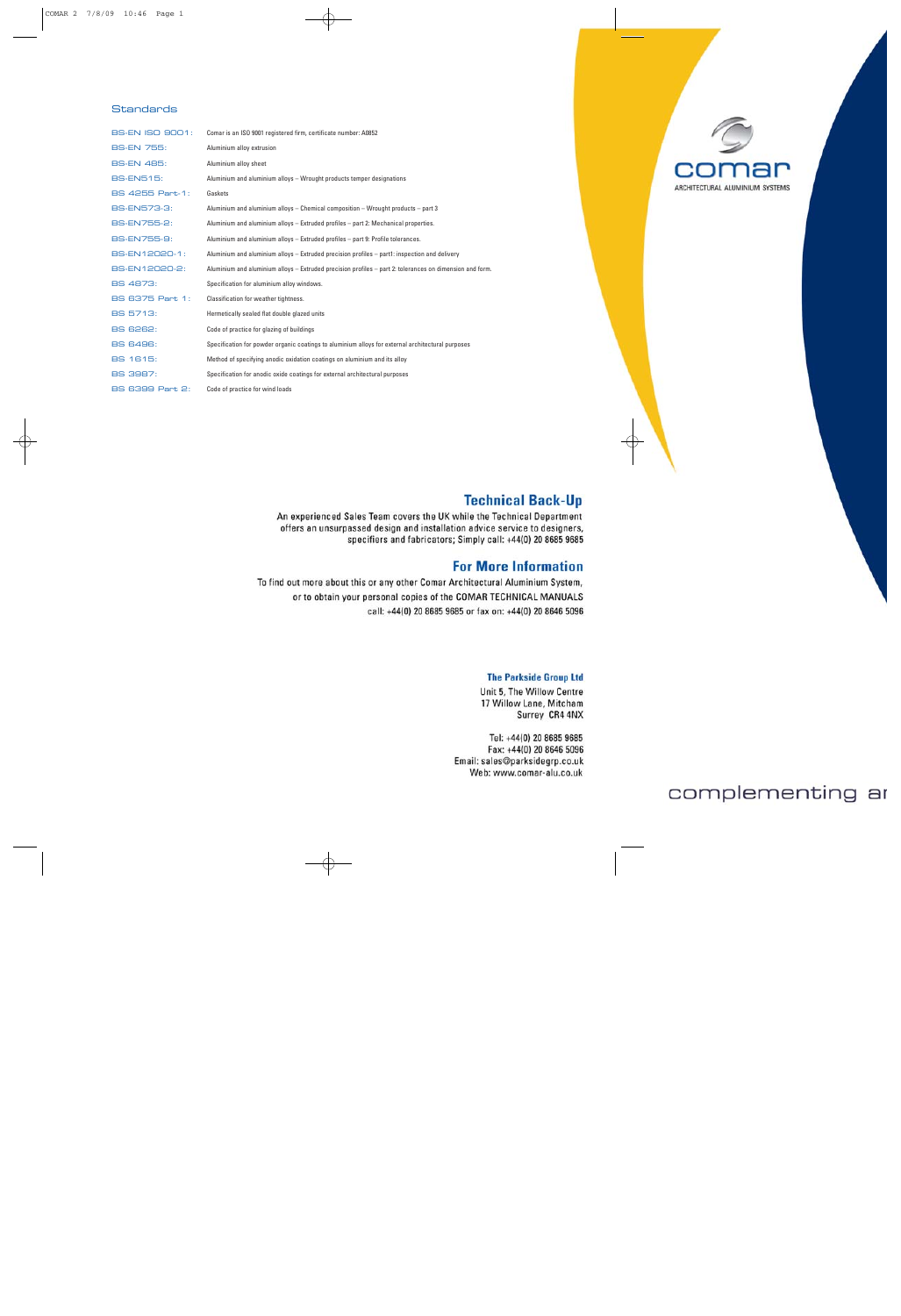## Standards

| | |
|---|---|
| BS-EN ISO 9001: | Comar is an ISO 9001 registered firm, certificate number: A0852 |
| BS-EN 755: | Aluminium alloy extrusion |
| BS-EN 485: | Aluminium alloy sheet |
| BS-EN515: | Aluminium and aluminium alloys – Wrought products temper designations |
| BS 4255 Part-1: | Gaskets |
| BS-EN573-3: | Aluminium and aluminium alloys – Chemical composition – Wrought products – part 3 |
| BS-EN755-2: | Aluminium and aluminium alloys – Extruded profiles – part 2: Mechanical properties. |
| BS-EN755-9: | Aluminium and aluminium alloys – Extruded profiles – part 9: Profile tolerances. |
| BS-EN12020-1: | Aluminium and aluminium alloys – Extruded precision profiles – part1: inspection and delivery |
| BS-EN12020-2: | Aluminium and aluminium alloys – Extruded precision profiles – part 2: tolerances on dimension and form. |
| BS 4873: | Specification for aluminium alloy windows. |
| BS 6375 Part 1: | Classification for weather tightness. |
| BS 5713: | Hermetically sealed flat double glazed units |
| BS 6262: | Code of practice for glazing of buildings |
| BS 6496: | Specification for powder organic coatings to aluminium alloys for external architectural purposes |
| BS 1615: | Method of specifying anodic oxidation coatings on aluminium and its alloy |
| BS 3987: | Specification for anodic oxide coatings for external architectural purposes |
| BS 6399 Part 2: | Code of practice for wind loads |

comar
ARCHITECTURAL ALUMINIUM SYSTEMS

## Technical Back-Up

An experienced Sales Team covers the UK while the Technical Department offers an unsurpassed design and installation advice service to designers, specifiers and fabricators; Simply call: +44(0) 20 8685 9685

## For More Information

To find out more about this or any other Comar Architectural Aluminium System, or to obtain your personal copies of the COMAR TECHNICAL MANUALS call: +44(0) 20 8685 9685 or fax on: +44(0) 20 8646 5096

**The Parkside Group Ltd**

Unit 5, The Willow Centre
17 Willow Lane, Mitcham
Surrey CR4 4NX

Tel: +44(0) 20 8685 9685
Fax: +44(0) 20 8646 5096
Email: sales@parksidegrp.co.uk
Web: www.comar-alu.co.uk

complementing ar